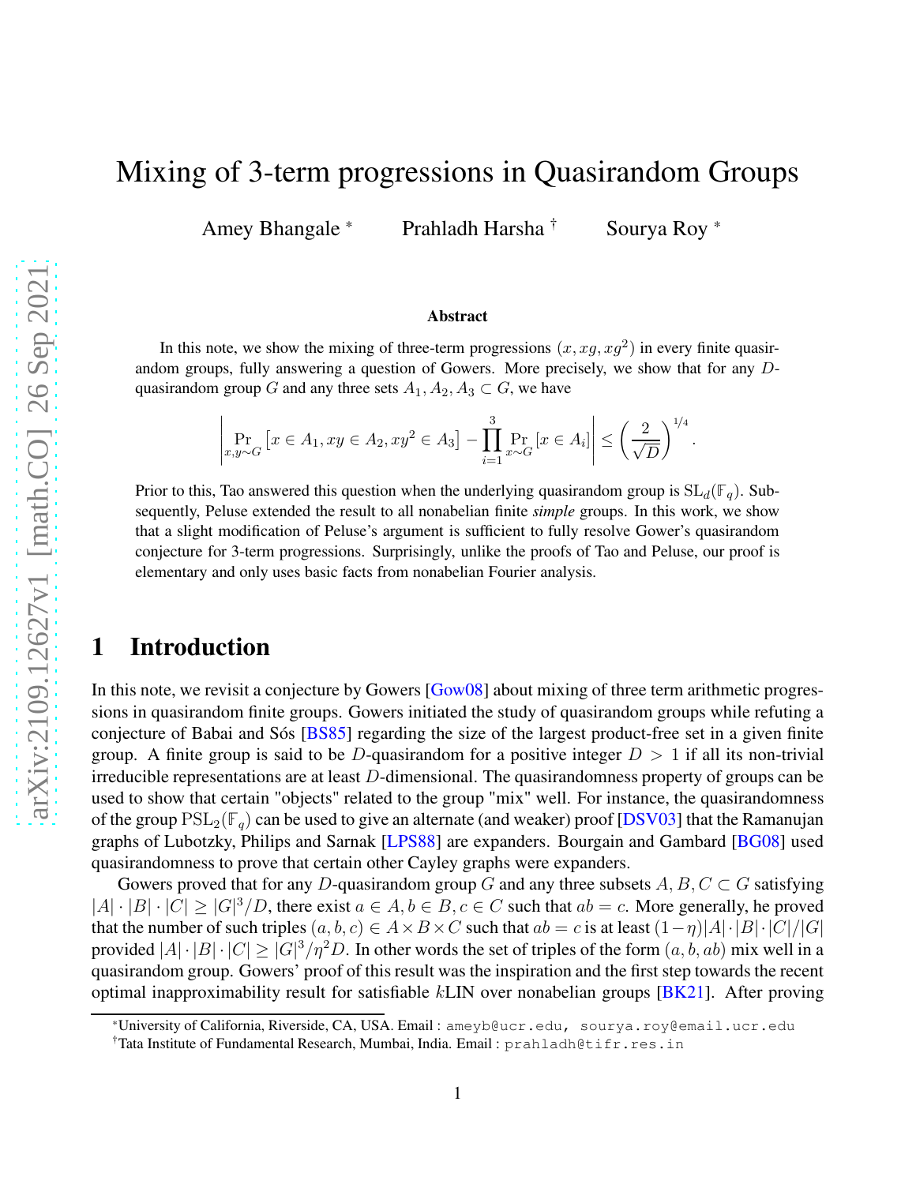# Mixing of 3-term progressions in Quasirandom Groups

Amey Bhangale [*] Prahladh Harsha [†] Sourya Roy [*]

### Abstract

In this note, we show the mixing of three-term progressions $(x, xg, xg^2)$ in every finite quasirandom groups, fully answering a question of Gowers. More precisely, we show that for any $D$-quasirandom group $G$ and any three sets $A_1, A_2, A_3 \subset G$, we have

$$\left| \Pr_{x,y\sim G}\left[x \in A_1, xy \in A_2, xy^2 \in A_3\right] - \prod_{i=1}^{3} \Pr_{x\sim G}\left[x \in A_i\right] \right| \leq \left(\frac{2}{\sqrt{D}}\right)^{1/4}.$$

Prior to this, Tao answered this question when the underlying quasirandom group is $\mathrm{SL}_d(\mathbb{F}_q)$. Subsequently, Peluse extended the result to all nonabelian finite *simple* groups. In this work, we show that a slight modification of Peluse's argument is sufficient to fully resolve Gower's quasirandom conjecture for 3-term progressions. Surprisingly, unlike the proofs of Tao and Peluse, our proof is elementary and only uses basic facts from nonabelian Fourier analysis.

## 1 Introduction

In this note, we revisit a conjecture by Gowers [Gow08] about mixing of three term arithmetic progressions in quasirandom finite groups. Gowers initiated the study of quasirandom groups while refuting a conjecture of Babai and Sós [BS85] regarding the size of the largest product-free set in a given finite group. A finite group is said to be $D$-quasirandom for a positive integer $D > 1$ if all its non-trivial irreducible representations are at least $D$-dimensional. The quasirandomness property of groups can be used to show that certain "objects" related to the group "mix" well. For instance, the quasirandomness of the group $\mathrm{PSL}_2(\mathbb{F}_q)$ can be used to give an alternate (and weaker) proof [DSV03] that the Ramanujan graphs of Lubotzky, Philips and Sarnak [LPS88] are expanders. Bourgain and Gambard [BG08] used quasirandomness to prove that certain other Cayley graphs were expanders.

Gowers proved that for any $D$-quasirandom group $G$ and any three subsets $A, B, C \subset G$ satisfying $|A| \cdot |B| \cdot |C| \geq |G|^3/D$, there exist $a \in A, b \in B, c \in C$ such that $ab = c$. More generally, he proved that the number of such triples $(a, b, c) \in A \times B \times C$ such that $ab = c$ is at least $(1-\eta)|A| \cdot |B| \cdot |C|/|G|$ provided $|A| \cdot |B| \cdot |C| \geq |G|^3/\eta^2 D$. In other words the set of triples of the form $(a, b, ab)$ mix well in a quasirandom group. Gowers' proof of this result was the inspiration and the first step towards the recent optimal inapproximability result for satisfiable $k$LIN over nonabelian groups [BK21]. After proving

[*]University of California, Riverside, CA, USA. Email : ameyb@ucr.edu, sourya.roy@email.ucr.edu

[†]Tata Institute of Fundamental Research, Mumbai, India. Email : prahladh@tifr.res.in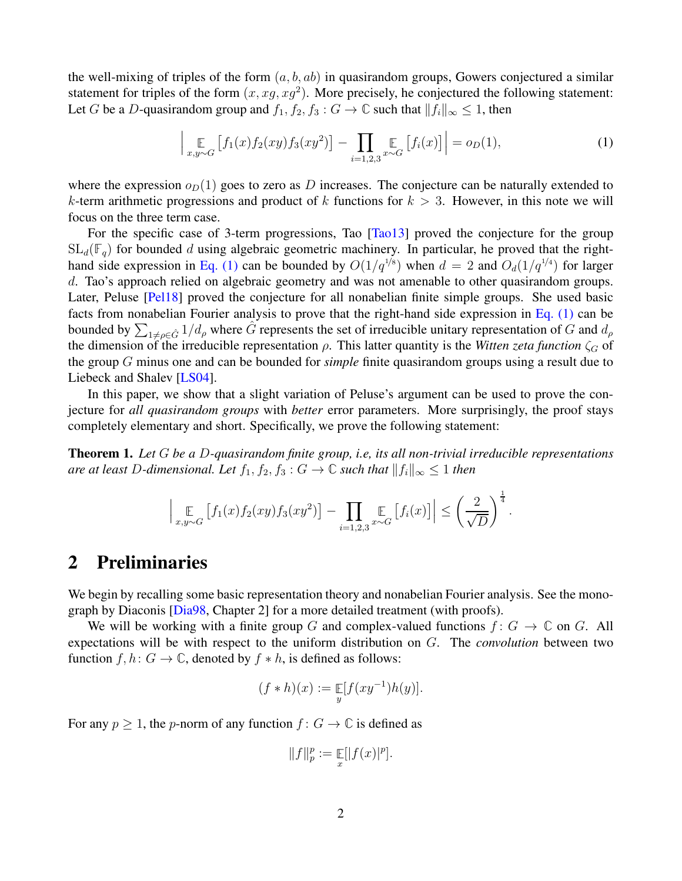the well-mixing of triples of the form $(a, b, ab)$ in quasirandom groups, Gowers conjectured a similar statement for triples of the form $(x, xg, xg^2)$. More precisely, he conjectured the following statement: Let $G$ be a $D$-quasirandom group and $f_1, f_2, f_3 : G \to \mathbb{C}$ such that $\|f_i\|_\infty \leq 1$, then

$$\left| \underset{x,y\sim G}{\mathbb{E}} \left[f_1(x)f_2(xy)f_3(xy^2)\right] - \prod_{i=1,2,3} \underset{x\sim G}{\mathbb{E}} \left[f_i(x)\right] \right| = o_D(1), \tag{1}$$

where the expression $o_D(1)$ goes to zero as $D$ increases. The conjecture can be naturally extended to $k$-term arithmetic progressions and product of $k$ functions for $k > 3$. However, in this note we will focus on the three term case.

For the specific case of 3-term progressions, Tao [Tao13] proved the conjecture for the group $\mathrm{SL}_d(\mathbb{F}_q)$ for bounded $d$ using algebraic geometric machinery. In particular, he proved that the right-hand side expression in Eq. (1) can be bounded by $O(1/q^{1/8})$ when $d = 2$ and $O_d(1/q^{1/4})$ for larger $d$. Tao's approach relied on algebraic geometry and was not amenable to other quasirandom groups. Later, Peluse [Pel18] proved the conjecture for all nonabelian finite simple groups. She used basic facts from nonabelian Fourier analysis to prove that the right-hand side expression in Eq. (1) can be bounded by $\sum_{1\neq\rho\in\hat{G}} 1/d_\rho$ where $\hat{G}$ represents the set of irreducible unitary representation of $G$ and $d_\rho$ the dimension of the irreducible representation $\rho$. This latter quantity is the *Witten zeta function* $\zeta_G$ of the group $G$ minus one and can be bounded for *simple* finite quasirandom groups using a result due to Liebeck and Shalev [LS04].

In this paper, we show that a slight variation of Peluse's argument can be used to prove the conjecture for *all quasirandom groups* with *better* error parameters. More surprisingly, the proof stays completely elementary and short. Specifically, we prove the following statement:

**Theorem 1.** *Let $G$ be a $D$-quasirandom finite group, i.e, its all non-trivial irreducible representations are at least $D$-dimensional. Let $f_1, f_2, f_3 : G \to \mathbb{C}$ such that $\|f_i\|_\infty \leq 1$ then*

$$\left| \underset{x,y\sim G}{\mathbb{E}} \left[f_1(x)f_2(xy)f_3(xy^2)\right] - \prod_{i=1,2,3} \underset{x\sim G}{\mathbb{E}} \left[f_i(x)\right] \right| \leq \left(\frac{2}{\sqrt{D}}\right)^{\frac{1}{4}}.$$

## 2 Preliminaries

We begin by recalling some basic representation theory and nonabelian Fourier analysis. See the monograph by Diaconis [Dia98, Chapter 2] for a more detailed treatment (with proofs).

We will be working with a finite group $G$ and complex-valued functions $f\colon G \to \mathbb{C}$ on $G$. All expectations will be with respect to the uniform distribution on $G$. The *convolution* between two function $f, h\colon G \to \mathbb{C}$, denoted by $f * h$, is defined as follows:

$$(f * h)(x) := \underset{y}{\mathbb{E}}[f(xy^{-1})h(y)].$$

For any $p \geq 1$, the $p$-norm of any function $f\colon G \to \mathbb{C}$ is defined as

$$\|f\|_p^p := \underset{x}{\mathbb{E}}[|f(x)|^p].$$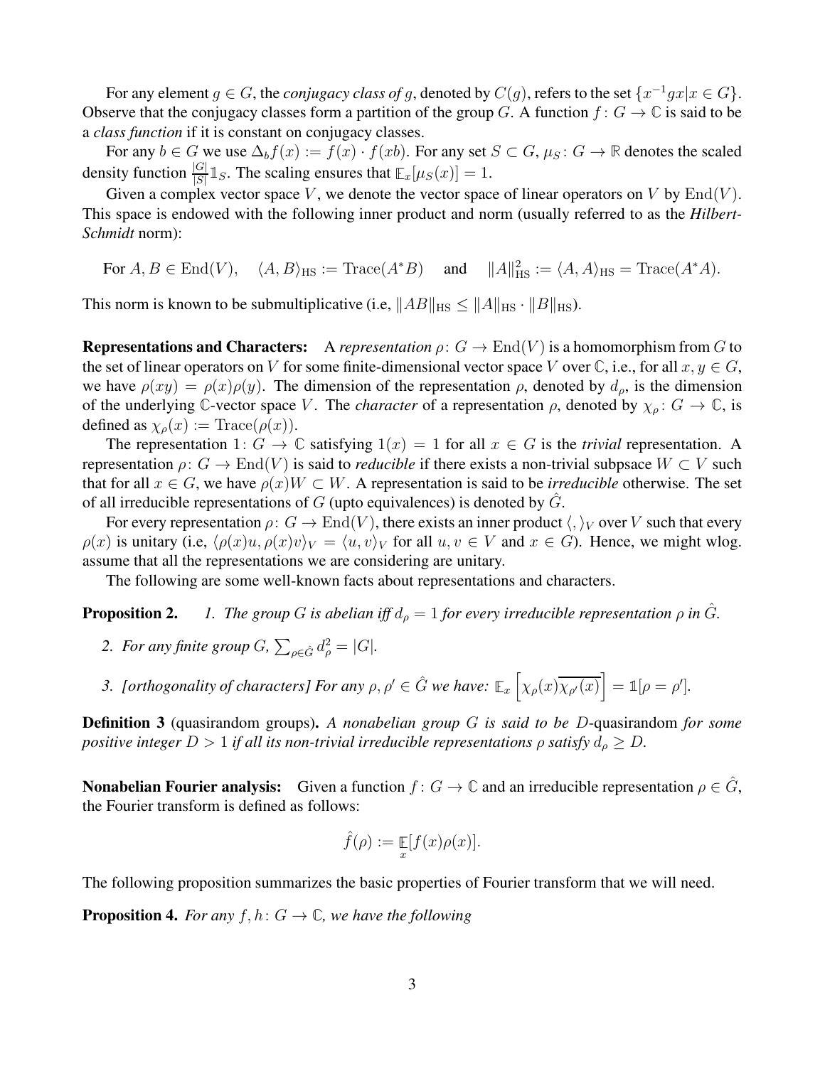For any element $g \in G$, the *conjugacy class of* $g$, denoted by $C(g)$, refers to the set $\{x^{-1}gx | x \in G\}$. Observe that the conjugacy classes form a partition of the group $G$. A function $f : G \to \mathbb{C}$ is said to be a *class function* if it is constant on conjugacy classes.

For any $b \in G$ we use $\Delta_b f(x) := f(x) \cdot f(xb)$. For any set $S \subset G$, $\mu_S : G \to \mathbb{R}$ denotes the scaled density function $\frac{|G|}{|S|}\mathbb{1}_S$. The scaling ensures that $\mathbb{E}_x[\mu_S(x)] = 1$.

Given a complex vector space $V$, we denote the vector space of linear operators on $V$ by $\mathrm{End}(V)$. This space is endowed with the following inner product and norm (usually referred to as the *Hilbert-Schmidt* norm):

$$\text{For } A, B \in \mathrm{End}(V), \quad \langle A, B\rangle_{\mathrm{HS}} := \mathrm{Trace}(A^* B) \quad \text{and} \quad \|A\|_{\mathrm{HS}}^2 := \langle A, A\rangle_{\mathrm{HS}} = \mathrm{Trace}(A^* A).$$

This norm is known to be submultiplicative (i.e, $\|AB\|_{\mathrm{HS}} \leq \|A\|_{\mathrm{HS}} \cdot \|B\|_{\mathrm{HS}}$).

**Representations and Characters:** A *representation* $\rho : G \to \mathrm{End}(V)$ is a homomorphism from $G$ to the set of linear operators on $V$ for some finite-dimensional vector space $V$ over $\mathbb{C}$, i.e., for all $x, y \in G$, we have $\rho(xy) = \rho(x)\rho(y)$. The dimension of the representation $\rho$, denoted by $d_\rho$, is the dimension of the underlying $\mathbb{C}$-vector space $V$. The *character* of a representation $\rho$, denoted by $\chi_\rho : G \to \mathbb{C}$, is defined as $\chi_\rho(x) := \mathrm{Trace}(\rho(x))$.

The representation $1 : G \to \mathbb{C}$ satisfying $1(x) = 1$ for all $x \in G$ is the *trivial* representation. A representation $\rho : G \to \mathrm{End}(V)$ is said to *reducible* if there exists a non-trivial subpsace $W \subset V$ such that for all $x \in G$, we have $\rho(x)W \subset W$. A representation is said to be *irreducible* otherwise. The set of all irreducible representations of $G$ (upto equivalences) is denoted by $\hat{G}$.

For every representation $\rho : G \to \mathrm{End}(V)$, there exists an inner product $\langle , \rangle_V$ over $V$ such that every $\rho(x)$ is unitary (i.e, $\langle \rho(x)u, \rho(x)v\rangle_V = \langle u, v\rangle_V$ for all $u, v \in V$ and $x \in G$). Hence, we might wlog. assume that all the representations we are considering are unitary.

The following are some well-known facts about representations and characters.

**Proposition 2.**

1. *The group $G$ is abelian iff $d_\rho = 1$ for every irreducible representation $\rho$ in $\hat{G}$.*
2. *For any finite group $G$, $\sum_{\rho \in \hat{G}} d_\rho^2 = |G|$.*
3. *[orthogonality of characters] For any $\rho, \rho' \in \hat{G}$ we have: $\mathbb{E}_x\left[\chi_\rho(x)\overline{\chi_{\rho'}(x)}\right] = \mathbb{1}[\rho = \rho']$.*

**Definition 3** (quasirandom groups)**.** *A nonabelian group $G$ is said to be $D$-*quasirandom *for some positive integer $D > 1$ if all its non-trivial irreducible representations $\rho$ satisfy $d_\rho \geq D$.*

**Nonabelian Fourier analysis:** Given a function $f : G \to \mathbb{C}$ and an irreducible representation $\rho \in \hat{G}$, the Fourier transform is defined as follows:

$$\hat{f}(\rho) := \mathop{\mathbb{E}}_x[f(x)\rho(x)].$$

The following proposition summarizes the basic properties of Fourier transform that we will need.

**Proposition 4.** *For any $f, h : G \to \mathbb{C}$, we have the following*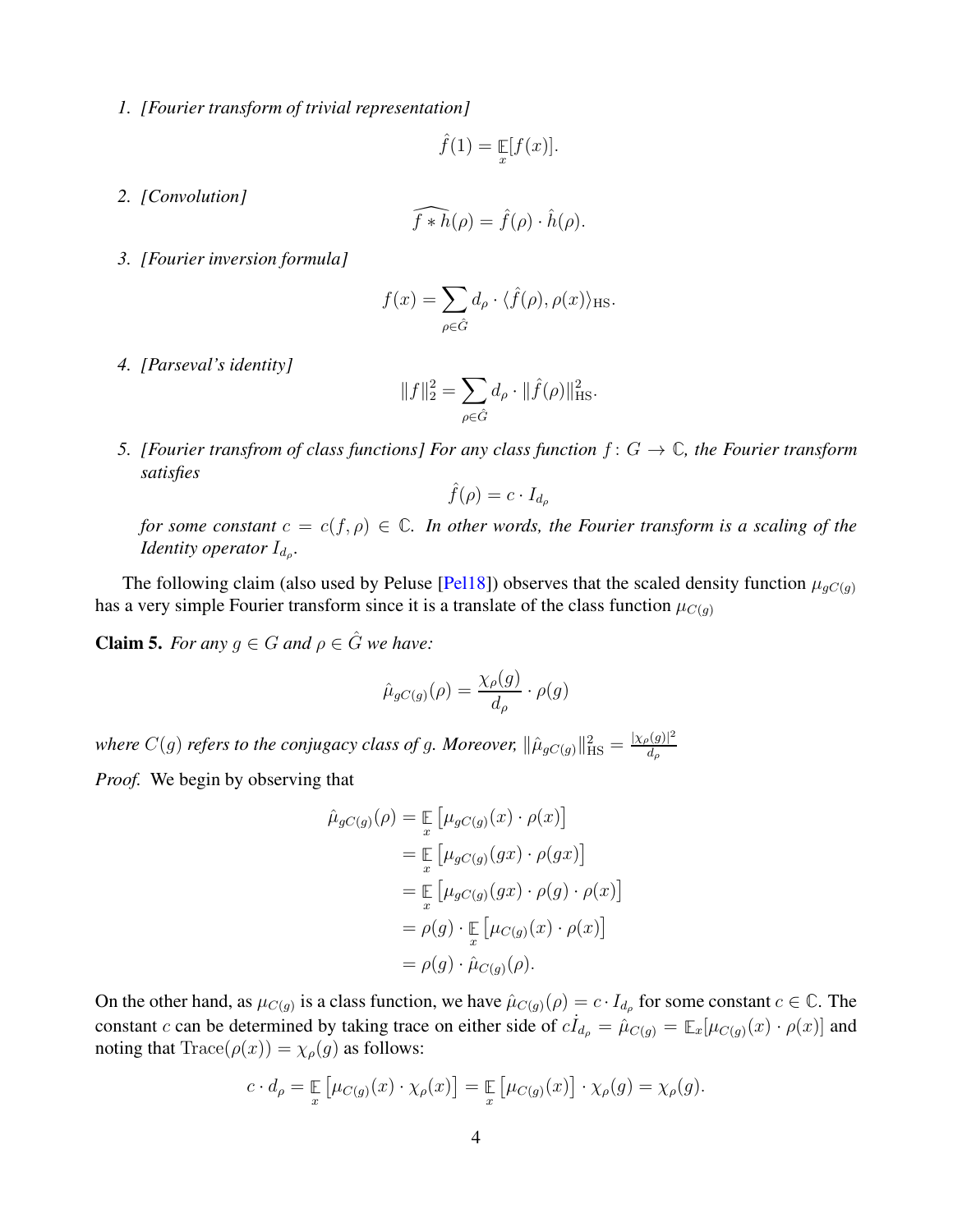1. *[Fourier transform of trivial representation]*

$$\hat{f}(1) = \mathop{\mathbb{E}}_{x}[f(x)].$$

2. *[Convolution]*

$$\widehat{f * h}(\rho) = \hat{f}(\rho) \cdot \hat{h}(\rho).$$

3. *[Fourier inversion formula]*

$$f(x) = \sum_{\rho \in \hat{G}} d_\rho \cdot \langle \hat{f}(\rho), \rho(x) \rangle_{\mathrm{HS}}.$$

4. *[Parseval's identity]*

$$\|f\|_2^2 = \sum_{\rho \in \hat{G}} d_\rho \cdot \|\hat{f}(\rho)\|_{\mathrm{HS}}^2.$$

5. *[Fourier transfrom of class functions] For any class function $f \colon G \to \mathbb{C}$, the Fourier transform satisfies*

$$\hat{f}(\rho) = c \cdot I_{d_\rho}$$

*for some constant $c = c(f, \rho) \in \mathbb{C}$. In other words, the Fourier transform is a scaling of the Identity operator $I_{d_\rho}$.*

The following claim (also used by Peluse [Pel18]) observes that the scaled density function $\mu_{gC(g)}$ has a very simple Fourier transform since it is a translate of the class function $\mu_{C(g)}$

**Claim 5.** *For any $g \in G$ and $\rho \in \hat{G}$ we have:*

$$\hat{\mu}_{gC(g)}(\rho) = \frac{\chi_\rho(g)}{d_\rho} \cdot \rho(g)$$

*where $C(g)$ refers to the conjugacy class of $g$. Moreover, $\|\hat{\mu}_{gC(g)}\|_{\mathrm{HS}}^2 = \frac{|\chi_\rho(g)|^2}{d_\rho}$*

*Proof.* We begin by observing that

$$\begin{aligned}
\hat{\mu}_{gC(g)}(\rho) &= \mathop{\mathbb{E}}_{x}\left[\mu_{gC(g)}(x) \cdot \rho(x)\right] \\
&= \mathop{\mathbb{E}}_{x}\left[\mu_{gC(g)}(gx) \cdot \rho(gx)\right] \\
&= \mathop{\mathbb{E}}_{x}\left[\mu_{gC(g)}(gx) \cdot \rho(g) \cdot \rho(x)\right] \\
&= \rho(g) \cdot \mathop{\mathbb{E}}_{x}\left[\mu_{C(g)}(x) \cdot \rho(x)\right] \\
&= \rho(g) \cdot \hat{\mu}_{C(g)}(\rho).
\end{aligned}$$

On the other hand, as $\mu_{C(g)}$ is a class function, we have $\hat{\mu}_{C(g)}(\rho) = c \cdot I_{d_\rho}$ for some constant $c \in \mathbb{C}$. The constant $c$ can be determined by taking trace on either side of $c\dot{I}_{d_\rho} = \hat{\mu}_{C(g)} = \mathbb{E}_x[\mu_{C(g)}(x) \cdot \rho(x)]$ and noting that $\mathrm{Trace}(\rho(x)) = \chi_\rho(g)$ as follows:

$$c \cdot d_\rho = \mathop{\mathbb{E}}_{x}\left[\mu_{C(g)}(x) \cdot \chi_\rho(x)\right] = \mathop{\mathbb{E}}_{x}\left[\mu_{C(g)}(x)\right] \cdot \chi_\rho(g) = \chi_\rho(g).$$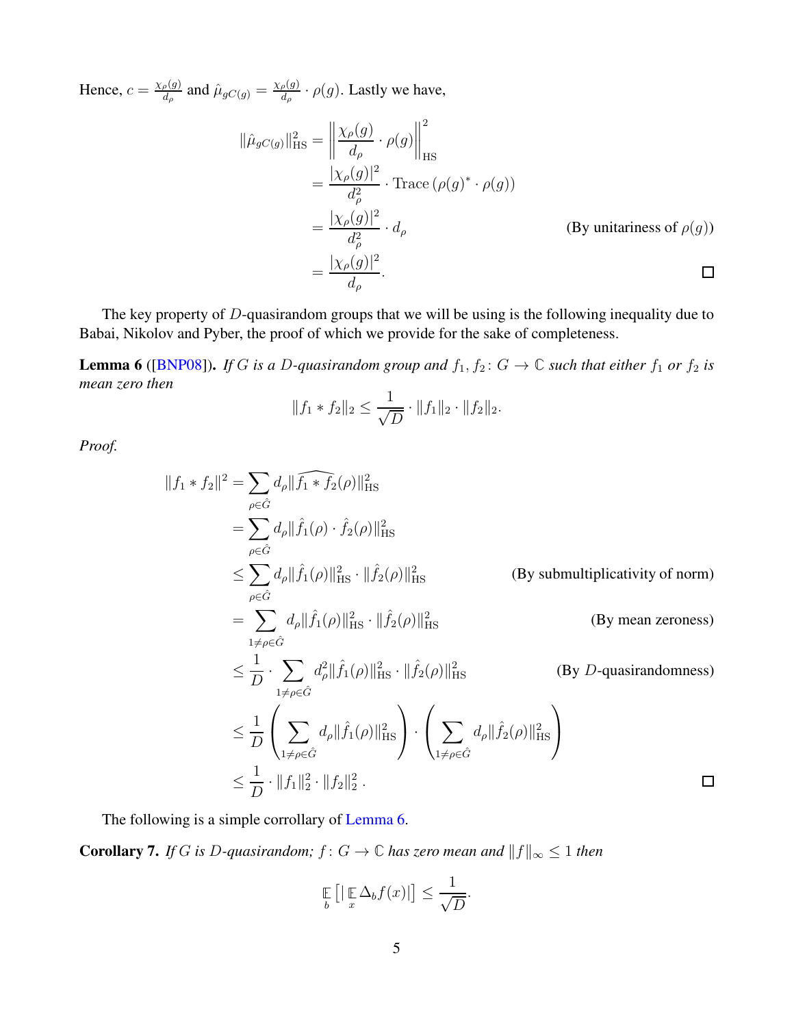Hence, $c = \frac{\chi_\rho(g)}{d_\rho}$ and $\hat{\mu}_{gC(g)} = \frac{\chi_\rho(g)}{d_\rho} \cdot \rho(g)$. Lastly we have,

$$
\begin{aligned}
\|\hat{\mu}_{gC(g)}\|_{\text{HS}}^2 &= \left\| \frac{\chi_\rho(g)}{d_\rho} \cdot \rho(g) \right\|_{\text{HS}}^2 \\
&= \frac{|\chi_\rho(g)|^2}{d_\rho^2} \cdot \text{Trace}\left(\rho(g)^* \cdot \rho(g)\right) \\
&= \frac{|\chi_\rho(g)|^2}{d_\rho^2} \cdot d_\rho && \text{(By unitariness of } \rho(g)\text{)} \\
&= \frac{|\chi_\rho(g)|^2}{d_\rho}. && \square
\end{aligned}
$$

The key property of $D$-quasirandom groups that we will be using is the following inequality due to Babai, Nikolov and Pyber, the proof of which we provide for the sake of completeness.

**Lemma 6** ([BNP08]). *If $G$ is a $D$-quasirandom group and $f_1, f_2 \colon G \to \mathbb{C}$ such that either $f_1$ or $f_2$ is mean zero then*

$$\|f_1 * f_2\|_2 \leq \frac{1}{\sqrt{D}} \cdot \|f_1\|_2 \cdot \|f_2\|_2.$$

*Proof.*

$$
\begin{aligned}
\|f_1 * f_2\|^2 &= \sum_{\rho \in \hat{G}} d_\rho \|\widehat{f_1 * f_2}(\rho)\|_{\text{HS}}^2 \\
&= \sum_{\rho \in \hat{G}} d_\rho \|\hat{f}_1(\rho) \cdot \hat{f}_2(\rho)\|_{\text{HS}}^2 \\
&\leq \sum_{\rho \in \hat{G}} d_\rho \|\hat{f}_1(\rho)\|_{\text{HS}}^2 \cdot \|\hat{f}_2(\rho)\|_{\text{HS}}^2 && \text{(By submultiplicativity of norm)} \\
&= \sum_{1 \neq \rho \in \hat{G}} d_\rho \|\hat{f}_1(\rho)\|_{\text{HS}}^2 \cdot \|\hat{f}_2(\rho)\|_{\text{HS}}^2 && \text{(By mean zeroness)} \\
&\leq \frac{1}{D} \cdot \sum_{1 \neq \rho \in \hat{G}} d_\rho^2 \|\hat{f}_1(\rho)\|_{\text{HS}}^2 \cdot \|\hat{f}_2(\rho)\|_{\text{HS}}^2 && \text{(By } D\text{-quasirandomness)} \\
&\leq \frac{1}{D} \left( \sum_{1 \neq \rho \in \hat{G}} d_\rho \|\hat{f}_1(\rho)\|_{\text{HS}}^2 \right) \cdot \left( \sum_{1 \neq \rho \in \hat{G}} d_\rho \|\hat{f}_2(\rho)\|_{\text{HS}}^2 \right) \\
&\leq \frac{1}{D} \cdot \|f_1\|_2^2 \cdot \|f_2\|_2^2 . && \square
\end{aligned}
$$

The following is a simple corrollary of Lemma 6.

**Corollary 7.** *If $G$ is $D$-quasirandom; $f \colon G \to \mathbb{C}$ has zero mean and $\|f\|_\infty \leq 1$ then*

$$\mathop{\mathbb{E}}_b \left[ |\mathop{\mathbb{E}}_x \Delta_b f(x)| \right] \leq \frac{1}{\sqrt{D}}.$$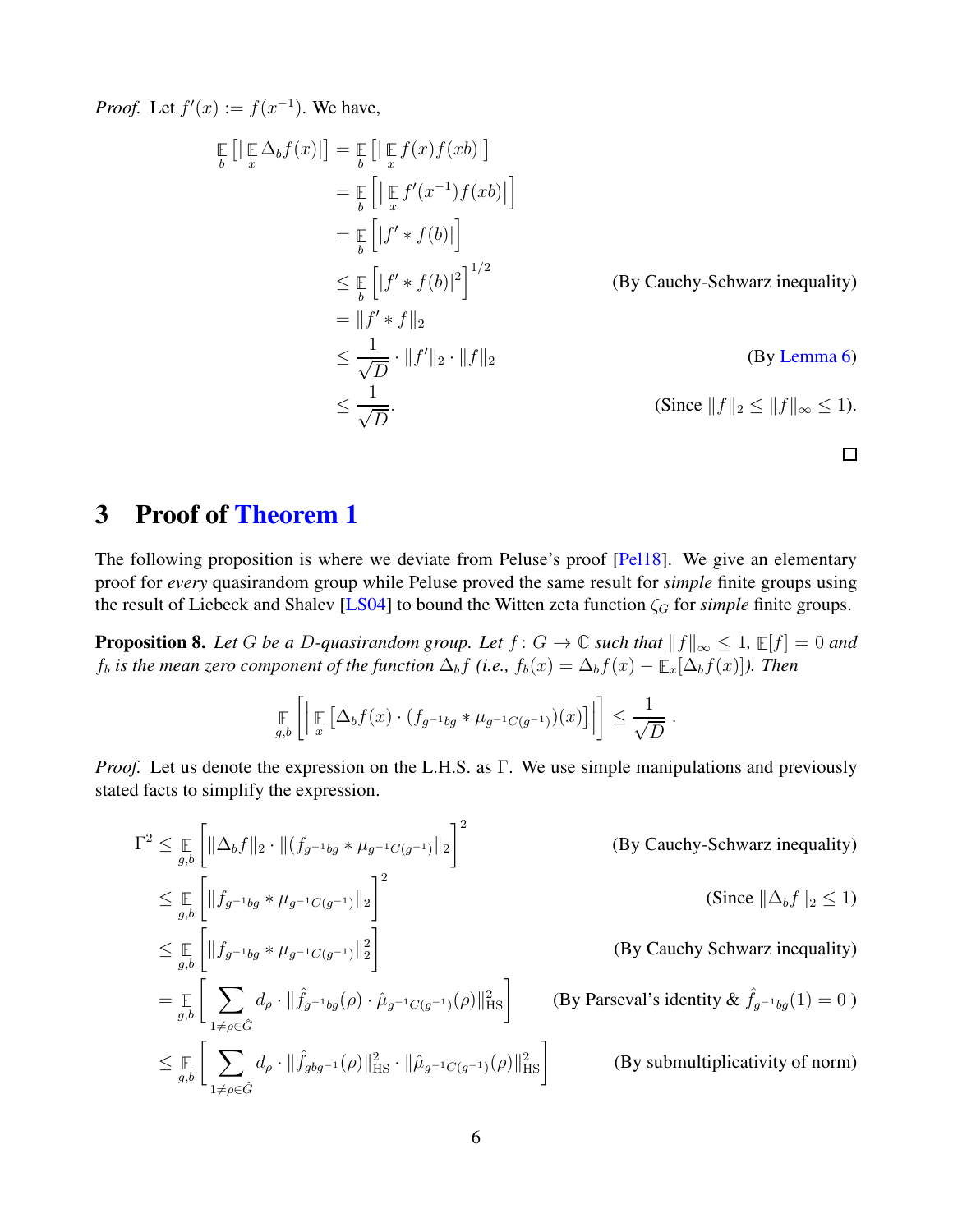*Proof.* Let $f'(x) := f(x^{-1})$. We have,

$$
\begin{aligned}
\mathop{\mathbb{E}}_{b}\left[\left|\mathop{\mathbb{E}}_{x}\Delta_b f(x)\right|\right] &= \mathop{\mathbb{E}}_{b}\left[\left|\mathop{\mathbb{E}}_{x} f(x)f(xb)\right|\right] \\
&= \mathop{\mathbb{E}}_{b}\left[\left|\mathop{\mathbb{E}}_{x} f'(x^{-1})f(xb)\right|\right] \\
&= \mathop{\mathbb{E}}_{b}\left[\left|f' * f(b)\right|\right] \\
&\leq \mathop{\mathbb{E}}_{b}\left[\left|f' * f(b)\right|^2\right]^{1/2} && \text{(By Cauchy-Schwarz inequality)} \\
&= \|f' * f\|_2 \\
&\leq \frac{1}{\sqrt{D}} \cdot \|f'\|_2 \cdot \|f\|_2 && \text{(By Lemma 6)} \\
&\leq \frac{1}{\sqrt{D}}. && \text{(Since } \|f\|_2 \leq \|f\|_\infty \leq 1\text{).}
\end{aligned}
$$

□

## 3 Proof of Theorem 1

The following proposition is where we deviate from Peluse's proof [Pel18]. We give an elementary proof for *every* quasirandom group while Peluse proved the same result for *simple* finite groups using the result of Liebeck and Shalev [LS04] to bound the Witten zeta function $\zeta_G$ for *simple* finite groups.

**Proposition 8.** *Let $G$ be a $D$-quasirandom group. Let $f\colon G \to \mathbb{C}$ such that $\|f\|_\infty \leq 1$, $\mathbb{E}[f] = 0$ and $f_b$ is the mean zero component of the function $\Delta_b f$ (i.e., $f_b(x) = \Delta_b f(x) - \mathbb{E}_x[\Delta_b f(x)]$). Then*

$$
\mathop{\mathbb{E}}_{g,b}\left[\left|\mathop{\mathbb{E}}_{x}\left[\Delta_b f(x)\cdot (f_{g^{-1}bg} * \mu_{g^{-1}C(g^{-1})})(x)\right]\right|\right] \leq \frac{1}{\sqrt{D}}.
$$

*Proof.* Let us denote the expression on the L.H.S. as $\Gamma$. We use simple manipulations and previously stated facts to simplify the expression.

$$
\begin{aligned}
\Gamma^2 &\leq \mathop{\mathbb{E}}_{g,b}\left[\|\Delta_b f\|_2 \cdot \|(f_{g^{-1}bg} * \mu_{g^{-1}C(g^{-1})}\|_2\right]^2 && \text{(By Cauchy-Schwarz inequality)} \\
&\leq \mathop{\mathbb{E}}_{g,b}\left[\|f_{g^{-1}bg} * \mu_{g^{-1}C(g^{-1})}\|_2\right]^2 && \text{(Since } \|\Delta_b f\|_2 \leq 1\text{)} \\
&\leq \mathop{\mathbb{E}}_{g,b}\left[\|f_{g^{-1}bg} * \mu_{g^{-1}C(g^{-1})}\|_2^2\right] && \text{(By Cauchy Schwarz inequality)} \\
&= \mathop{\mathbb{E}}_{g,b}\left[\sum_{1\neq\rho\in\hat{G}} d_\rho \cdot \|\hat{f}_{g^{-1}bg}(\rho)\cdot\hat{\mu}_{g^{-1}C(g^{-1})}(\rho)\|_{\text{HS}}^2\right] && \text{(By Parseval's identity \& } \hat{f}_{g^{-1}bg}(1) = 0\text{ )} \\
&\leq \mathop{\mathbb{E}}_{g,b}\left[\sum_{1\neq\rho\in\hat{G}} d_\rho \cdot \|\hat{f}_{gbg^{-1}}(\rho)\|_{\text{HS}}^2 \cdot \|\hat{\mu}_{g^{-1}C(g^{-1})}(\rho)\|_{\text{HS}}^2\right] && \text{(By submultiplicativity of norm)}
\end{aligned}
$$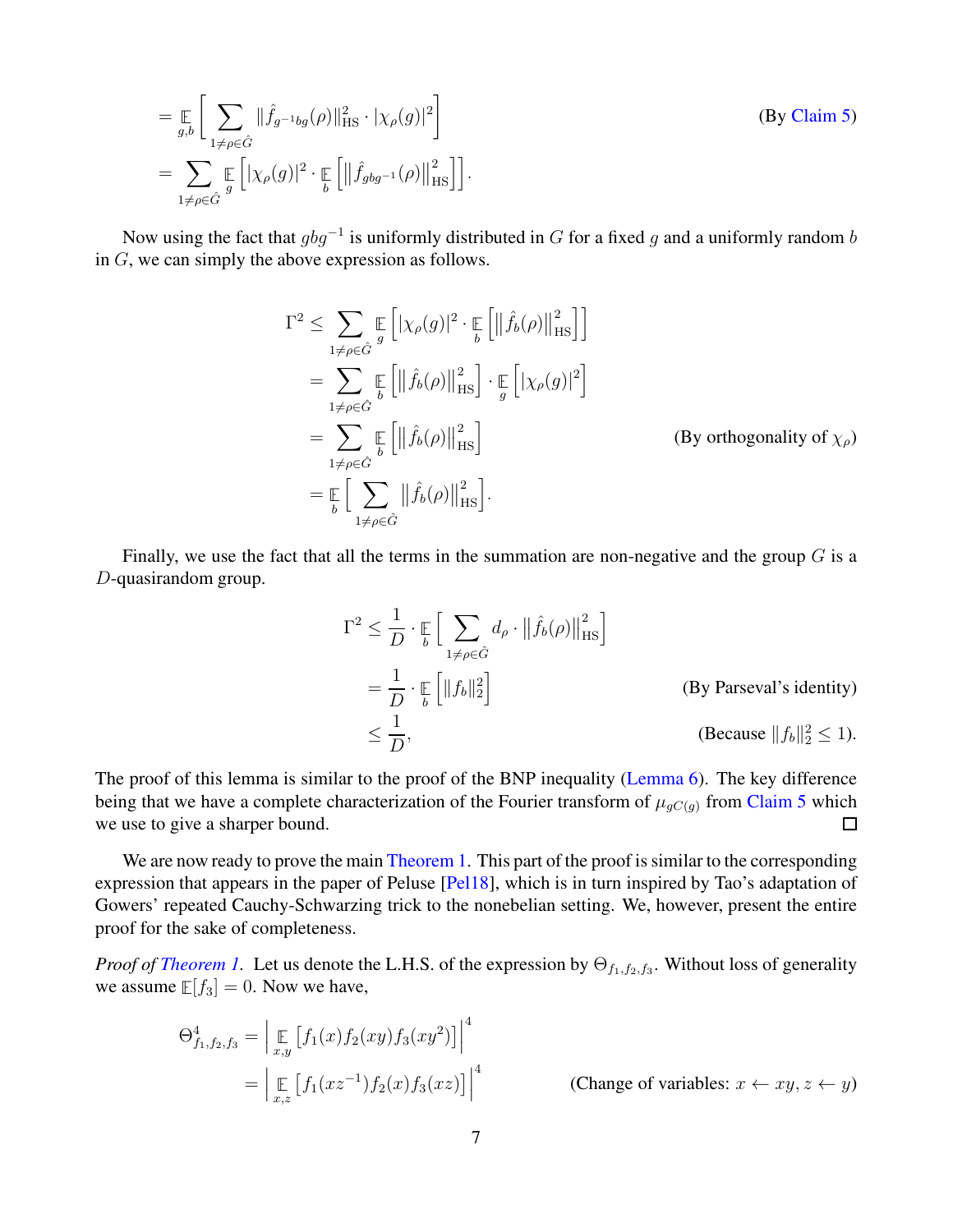$$= \mathop{\mathbb{E}}_{g,b}\left[\sum_{1\neq\rho\in\hat{G}} \|\hat{f}_{g^{-1}bg}(\rho)\|_{\text{HS}}^2 \cdot |\chi_\rho(g)|^2\right] \qquad \text{(By Claim 5)}$$

$$= \sum_{1\neq\rho\in\hat{G}} \mathop{\mathbb{E}}_{g}\left[|\chi_\rho(g)|^2 \cdot \mathop{\mathbb{E}}_{b}\left[\left\|\hat{f}_{gbg^{-1}}(\rho)\right\|_{\text{HS}}^2\right]\right].$$

Now using the fact that $gbg^{-1}$ is uniformly distributed in $G$ for a fixed $g$ and a uniformly random $b$ in $G$, we can simply the above expression as follows.

$$\begin{aligned}
\Gamma^2 &\leq \sum_{1\neq\rho\in\hat{G}} \mathop{\mathbb{E}}_{g}\left[|\chi_\rho(g)|^2 \cdot \mathop{\mathbb{E}}_{b}\left[\left\|\hat{f}_b(\rho)\right\|_{\text{HS}}^2\right]\right] \\
&= \sum_{1\neq\rho\in\hat{G}} \mathop{\mathbb{E}}_{b}\left[\left\|\hat{f}_b(\rho)\right\|_{\text{HS}}^2\right] \cdot \mathop{\mathbb{E}}_{g}\left[|\chi_\rho(g)|^2\right] \\
&= \sum_{1\neq\rho\in\hat{G}} \mathop{\mathbb{E}}_{b}\left[\left\|\hat{f}_b(\rho)\right\|_{\text{HS}}^2\right] \qquad \text{(By orthogonality of } \chi_\rho\text{)} \\
&= \mathop{\mathbb{E}}_{b}\left[\sum_{1\neq\rho\in\hat{G}} \left\|\hat{f}_b(\rho)\right\|_{\text{HS}}^2\right].
\end{aligned}$$

Finally, we use the fact that all the terms in the summation are non-negative and the group $G$ is a $D$-quasirandom group.

$$\begin{aligned}
\Gamma^2 &\leq \frac{1}{D} \cdot \mathop{\mathbb{E}}_{b}\left[\sum_{1\neq\rho\in\hat{G}} d_\rho \cdot \left\|\hat{f}_b(\rho)\right\|_{\text{HS}}^2\right] \\
&= \frac{1}{D} \cdot \mathop{\mathbb{E}}_{b}\left[\|f_b\|_2^2\right] \qquad \text{(By Parseval's identity)} \\
&\leq \frac{1}{D}, \qquad \text{(Because } \|f_b\|_2^2 \leq 1\text{)}.
\end{aligned}$$

The proof of this lemma is similar to the proof of the BNP inequality (Lemma 6). The key difference being that we have a complete characterization of the Fourier transform of $\mu_{gC(g)}$ from Claim 5 which we use to give a sharper bound. ◻

We are now ready to prove the main Theorem 1. This part of the proof is similar to the corresponding expression that appears in the paper of Peluse [Pel18], which is in turn inspired by Tao's adaptation of Gowers' repeated Cauchy-Schwarzing trick to the nonebelian setting. We, however, present the entire proof for the sake of completeness.

*Proof of Theorem 1.* Let us denote the L.H.S. of the expression by $\Theta_{f_1,f_2,f_3}$. Without loss of generality we assume $\mathbb{E}[f_3] = 0$. Now we have,

$$\begin{aligned}
\Theta_{f_1,f_2,f_3}^4 &= \left|\mathop{\mathbb{E}}_{x,y}\left[f_1(x)f_2(xy)f_3(xy^2)\right]\right|^4 \\
&= \left|\mathop{\mathbb{E}}_{x,z}\left[f_1(xz^{-1})f_2(x)f_3(xz)\right]\right|^4 \qquad \text{(Change of variables: } x \leftarrow xy, z \leftarrow y\text{)}
\end{aligned}$$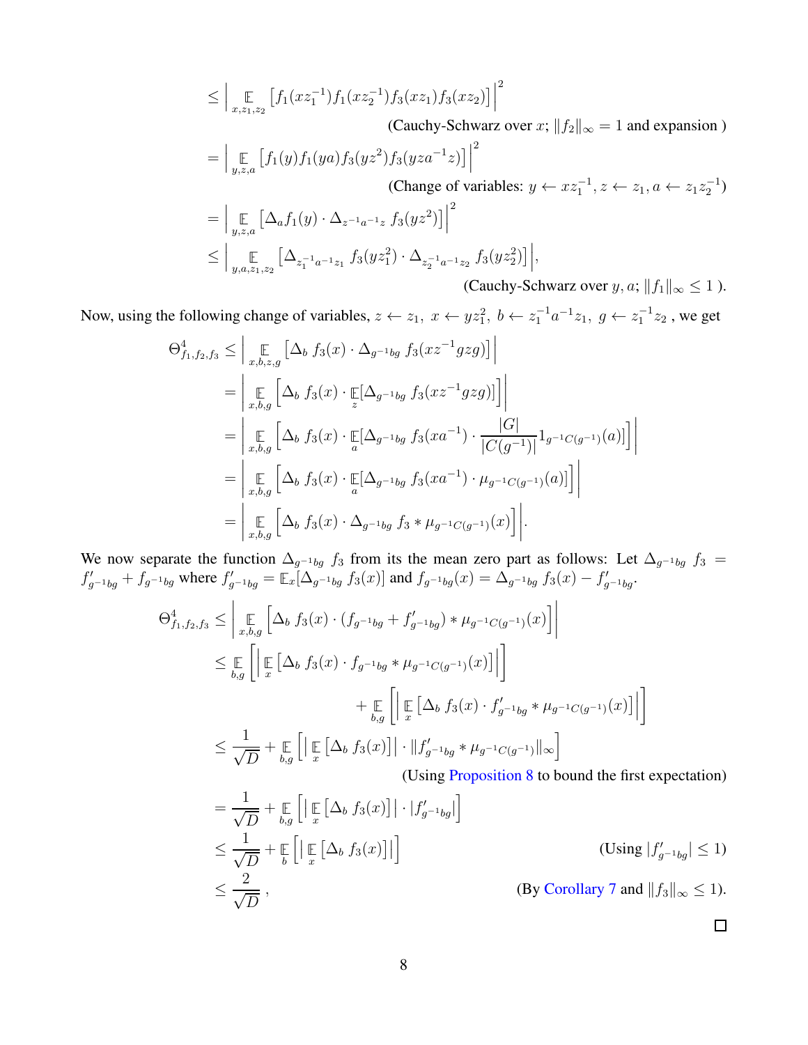$$\leq \left| \mathop{\mathbb{E}}_{x,z_1,z_2} \left[ f_1(xz_1^{-1}) f_1(xz_2^{-1}) f_3(xz_1) f_3(xz_2) \right] \right|^2$$

(Cauchy-Schwarz over $x$; $\|f_2\|_\infty = 1$ and expansion )

$$= \left| \mathop{\mathbb{E}}_{y,z,a} \left[ f_1(y) f_1(ya) f_3(yz^2) f_3(yza^{-1}z) \right] \right|^2$$

(Change of variables: $y \leftarrow xz_1^{-1}, z \leftarrow z_1, a \leftarrow z_1 z_2^{-1}$)

$$= \left| \mathop{\mathbb{E}}_{y,z,a} \left[ \Delta_a f_1(y) \cdot \Delta_{z^{-1}a^{-1}z}\, f_3(yz^2) \right] \right|^2$$

$$\leq \left| \mathop{\mathbb{E}}_{y,a,z_1,z_2} \left[ \Delta_{z_1^{-1}a^{-1}z_1}\, f_3(yz_1^2) \cdot \Delta_{z_2^{-1}a^{-1}z_2}\, f_3(yz_2^2) \right] \right|,$$

(Cauchy-Schwarz over $y, a$; $\|f_1\|_\infty \leq 1$ ).

Now, using the following change of variables, $z \leftarrow z_1,\ x \leftarrow yz_1^2,\ b \leftarrow z_1^{-1}a^{-1}z_1,\ g \leftarrow z_1^{-1}z_2$ , we get

$$\begin{aligned}
\Theta^4_{f_1,f_2,f_3} &\leq \left| \mathop{\mathbb{E}}_{x,b,z,g} \left[ \Delta_b\, f_3(x) \cdot \Delta_{g^{-1}bg}\, f_3(xz^{-1}gzg) \right] \right| \\
&= \left| \mathop{\mathbb{E}}_{x,b,g} \left[ \Delta_b\, f_3(x) \cdot \mathop{\mathbb{E}}_{z}[\Delta_{g^{-1}bg}\, f_3(xz^{-1}gzg)] \right] \right| \\
&= \left| \mathop{\mathbb{E}}_{x,b,g} \left[ \Delta_b\, f_3(x) \cdot \mathop{\mathbb{E}}_{a}[\Delta_{g^{-1}bg}\, f_3(xa^{-1}) \cdot \frac{|G|}{|C(g^{-1})|} 1_{g^{-1}C(g^{-1})}(a)] \right] \right| \\
&= \left| \mathop{\mathbb{E}}_{x,b,g} \left[ \Delta_b\, f_3(x) \cdot \mathop{\mathbb{E}}_{a}[\Delta_{g^{-1}bg}\, f_3(xa^{-1}) \cdot \mu_{g^{-1}C(g^{-1})}(a)] \right] \right| \\
&= \left| \mathop{\mathbb{E}}_{x,b,g} \left[ \Delta_b\, f_3(x) \cdot \Delta_{g^{-1}bg}\, f_3 * \mu_{g^{-1}C(g^{-1})}(x) \right] \right|.
\end{aligned}$$

We now separate the function $\Delta_{g^{-1}bg}\, f_3$ from its the mean zero part as follows: Let $\Delta_{g^{-1}bg}\, f_3 = f'_{g^{-1}bg} + f_{g^{-1}bg}$ where $f'_{g^{-1}bg} = \mathbb{E}_x[\Delta_{g^{-1}bg}\, f_3(x)]$ and $f_{g^{-1}bg}(x) = \Delta_{g^{-1}bg}\, f_3(x) - f'_{g^{-1}bg}$.

$$\begin{aligned}
\Theta^4_{f_1,f_2,f_3} &\leq \left| \mathop{\mathbb{E}}_{x,b,g} \left[ \Delta_b\, f_3(x) \cdot (f_{g^{-1}bg} + f'_{g^{-1}bg}) * \mu_{g^{-1}C(g^{-1})}(x) \right] \right| \\
&\leq \mathop{\mathbb{E}}_{b,g} \left[ \left| \mathop{\mathbb{E}}_{x} \left[ \Delta_b\, f_3(x) \cdot f_{g^{-1}bg} * \mu_{g^{-1}C(g^{-1})}(x) \right] \right| \right] \\
&\qquad\qquad + \mathop{\mathbb{E}}_{b,g} \left[ \left| \mathop{\mathbb{E}}_{x} \left[ \Delta_b\, f_3(x) \cdot f'_{g^{-1}bg} * \mu_{g^{-1}C(g^{-1})}(x) \right] \right| \right] \\
&\leq \frac{1}{\sqrt{D}} + \mathop{\mathbb{E}}_{b,g} \left[ \left| \mathop{\mathbb{E}}_{x} \left[ \Delta_b\, f_3(x) \right] \right| \cdot \| f'_{g^{-1}bg} * \mu_{g^{-1}C(g^{-1})} \|_\infty \right]
\end{aligned}$$

(Using Proposition 8 to bound the first expectation)

$$\begin{aligned}
&= \frac{1}{\sqrt{D}} + \mathop{\mathbb{E}}_{b,g} \left[ \left| \mathop{\mathbb{E}}_{x} \left[ \Delta_b\, f_3(x) \right] \right| \cdot |f'_{g^{-1}bg}| \right] \\
&\leq \frac{1}{\sqrt{D}} + \mathop{\mathbb{E}}_{b} \left[ \left| \mathop{\mathbb{E}}_{x} \left[ \Delta_b\, f_3(x) \right] \right| \right] && \text{(Using } |f'_{g^{-1}bg}| \leq 1\text{)} \\
&\leq \frac{2}{\sqrt{D}}\,, && \text{(By Corollary 7 and } \|f_3\|_\infty \leq 1\text{).}
\end{aligned}$$

□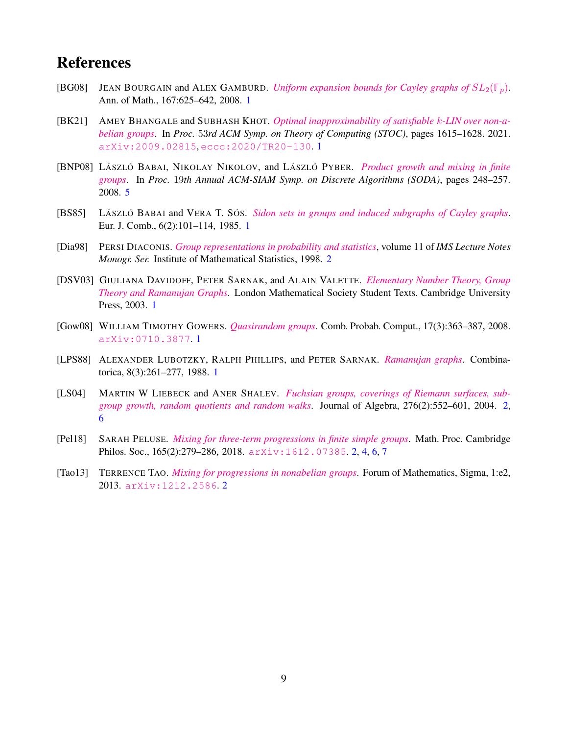# References

[BG08] Jean Bourgain and Alex Gamburd. *Uniform expansion bounds for Cayley graphs of $SL_2(\mathbb{F}_p)$*. Ann. of Math., 167:625–642, 2008. 1

[BK21] Amey Bhangale and Subhash Khot. *Optimal inapproximability of satisfiable $k$-LIN over non-abelian groups*. In *Proc.* 53*rd ACM Symp. on Theory of Computing (STOC)*, pages 1615–1628. 2021. arXiv:2009.02815, eccc:2020/TR20-130. 1

[BNP08] László Babai, Nikolay Nikolov, and László Pyber. *Product growth and mixing in finite groups*. In *Proc.* 19*th Annual ACM-SIAM Symp. on Discrete Algorithms (SODA)*, pages 248–257. 2008. 5

[BS85] László Babai and Vera T. Sós. *Sidon sets in groups and induced subgraphs of Cayley graphs*. Eur. J. Comb., 6(2):101–114, 1985. 1

[Dia98] Persi Diaconis. *Group representations in probability and statistics*, volume 11 of *IMS Lecture Notes Monogr. Ser.* Institute of Mathematical Statistics, 1998. 2

[DSV03] Giuliana Davidoff, Peter Sarnak, and Alain Valette. *Elementary Number Theory, Group Theory and Ramanujan Graphs*. London Mathematical Society Student Texts. Cambridge University Press, 2003. 1

[Gow08] William Timothy Gowers. *Quasirandom groups*. Comb. Probab. Comput., 17(3):363–387, 2008. arXiv:0710.3877. 1

[LPS88] Alexander Lubotzky, Ralph Phillips, and Peter Sarnak. *Ramanujan graphs*. Combinatorica, 8(3):261–277, 1988. 1

[LS04] Martin W Liebeck and Aner Shalev. *Fuchsian groups, coverings of Riemann surfaces, subgroup growth, random quotients and random walks*. Journal of Algebra, 276(2):552–601, 2004. 2, 6

[Pel18] Sarah Peluse. *Mixing for three-term progressions in finite simple groups*. Math. Proc. Cambridge Philos. Soc., 165(2):279–286, 2018. arXiv:1612.07385. 2, 4, 6, 7

[Tao13] Terrence Tao. *Mixing for progressions in nonabelian groups*. Forum of Mathematics, Sigma, 1:e2, 2013. arXiv:1212.2586. 2